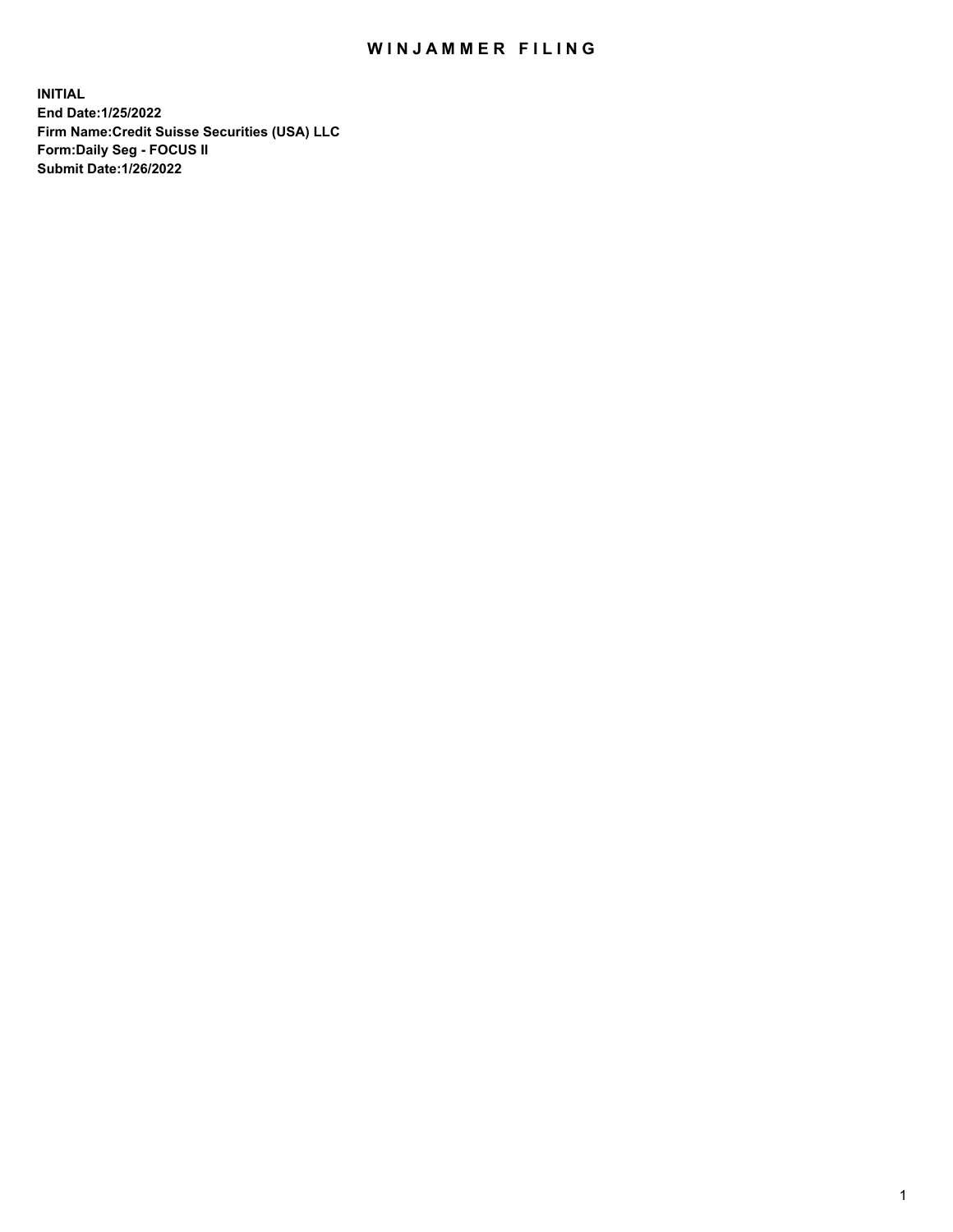# WINJAMMER FILING

**INITIAL**
**End Date:1/25/2022**
**Firm Name:Credit Suisse Securities (USA) LLC**
**Form:Daily Seg - FOCUS II**
**Submit Date:1/26/2022**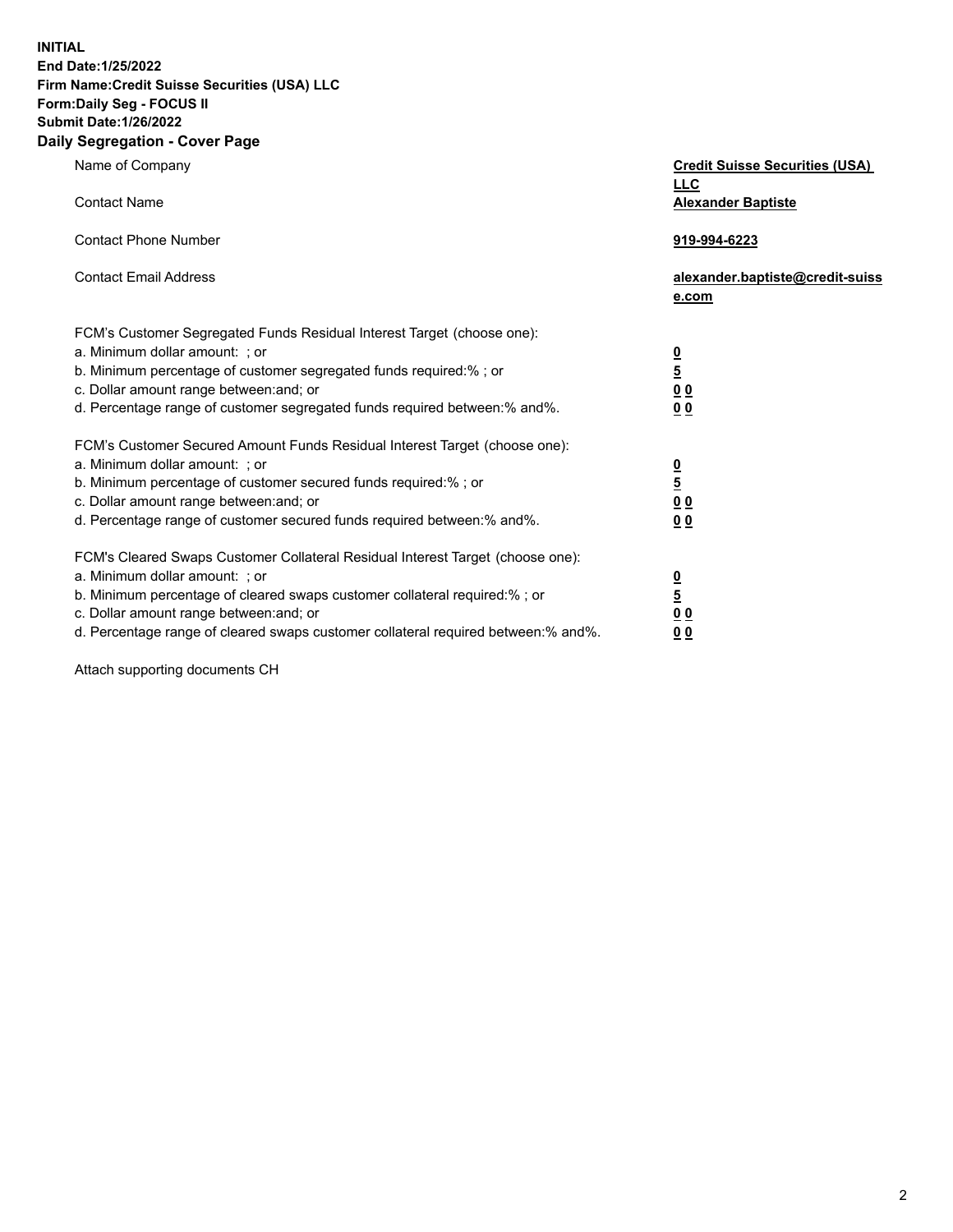**INITIAL**
**End Date:1/25/2022**
**Firm Name:Credit Suisse Securities (USA) LLC**
**Form:Daily Seg - FOCUS II**
**Submit Date:1/26/2022**

## Daily Segregation - Cover Page

| | |
|---|---|
| Name of Company | **Credit Suisse Securities (USA) LLC** |
| Contact Name | **Alexander Baptiste** |
| Contact Phone Number | **919-994-6223** |
| Contact Email Address | **alexander.baptiste@credit-suisse.com** |

FCM's Customer Segregated Funds Residual Interest Target (choose one):

| | |
|---|---|
| a. Minimum dollar amount: ; or | **0** |
| b. Minimum percentage of customer segregated funds required:% ; or | **5** |
| c. Dollar amount range between:and; or | **0 0** |
| d. Percentage range of customer segregated funds required between:% and%. | **0 0** |

FCM's Customer Secured Amount Funds Residual Interest Target (choose one):

| | |
|---|---|
| a. Minimum dollar amount: ; or | **0** |
| b. Minimum percentage of customer secured funds required:% ; or | **5** |
| c. Dollar amount range between:and; or | **0 0** |
| d. Percentage range of customer secured funds required between:% and%. | **0 0** |

FCM's Cleared Swaps Customer Collateral Residual Interest Target (choose one):

| | |
|---|---|
| a. Minimum dollar amount: ; or | **0** |
| b. Minimum percentage of cleared swaps customer collateral required:% ; or | **5** |
| c. Dollar amount range between:and; or | **0 0** |
| d. Percentage range of cleared swaps customer collateral required between:% and%. | **0 0** |

Attach supporting documents CH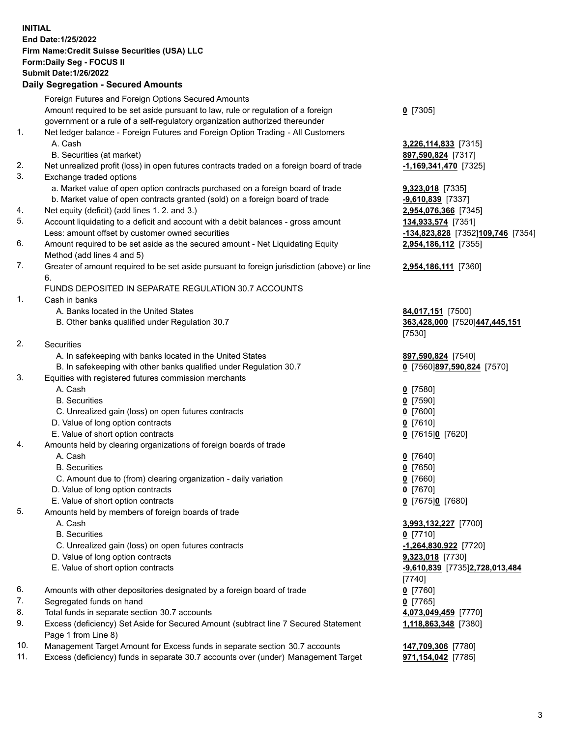**INITIAL**
**End Date:1/25/2022**
**Firm Name:Credit Suisse Securities (USA) LLC**
**Form:Daily Seg - FOCUS II**
**Submit Date:1/26/2022**

## Daily Segregation - Secured Amounts

| | | |
|---|---|---|
| | Foreign Futures and Foreign Options Secured Amounts | |
| | Amount required to be set aside pursuant to law, rule or regulation of a foreign government or a rule of a self-regulatory organization authorized thereunder | **0** [7305] |
| 1. | Net ledger balance - Foreign Futures and Foreign Option Trading - All Customers | |
| | A. Cash | **3,226,114,833** [7315] |
| | B. Securities (at market) | **897,590,824** [7317] |
| 2. | Net unrealized profit (loss) in open futures contracts traded on a foreign board of trade | **-1,169,341,470** [7325] |
| 3. | Exchange traded options | |
| | a. Market value of open option contracts purchased on a foreign board of trade | **9,323,018** [7335] |
| | b. Market value of open contracts granted (sold) on a foreign board of trade | **-9,610,839** [7337] |
| 4. | Net equity (deficit) (add lines 1. 2. and 3.) | **2,954,076,366** [7345] |
| 5. | Account liquidating to a deficit and account with a debit balances - gross amount | **134,933,574** [7351] |
| | Less: amount offset by customer owned securities | **-134,823,828** [7352] **109,746** [7354] |
| 6. | Amount required to be set aside as the secured amount - Net Liquidating Equity Method (add lines 4 and 5) | **2,954,186,112** [7355] |
| 7. | Greater of amount required to be set aside pursuant to foreign jurisdiction (above) or line 6. | **2,954,186,111** [7360] |
| | FUNDS DEPOSITED IN SEPARATE REGULATION 30.7 ACCOUNTS | |
| 1. | Cash in banks | |
| | A. Banks located in the United States | **84,017,151** [7500] |
| | B. Other banks qualified under Regulation 30.7 | **363,428,000** [7520] **447,445,151** [7530] |
| 2. | Securities | |
| | A. In safekeeping with banks located in the United States | **897,590,824** [7540] |
| | B. In safekeeping with other banks qualified under Regulation 30.7 | **0** [7560] **897,590,824** [7570] |
| 3. | Equities with registered futures commission merchants | |
| | A. Cash | **0** [7580] |
| | B. Securities | **0** [7590] |
| | C. Unrealized gain (loss) on open futures contracts | **0** [7600] |
| | D. Value of long option contracts | **0** [7610] |
| | E. Value of short option contracts | **0** [7615] **0** [7620] |
| 4. | Amounts held by clearing organizations of foreign boards of trade | |
| | A. Cash | **0** [7640] |
| | B. Securities | **0** [7650] |
| | C. Amount due to (from) clearing organization - daily variation | **0** [7660] |
| | D. Value of long option contracts | **0** [7670] |
| | E. Value of short option contracts | **0** [7675] **0** [7680] |
| 5. | Amounts held by members of foreign boards of trade | |
| | A. Cash | **3,993,132,227** [7700] |
| | B. Securities | **0** [7710] |
| | C. Unrealized gain (loss) on open futures contracts | **-1,264,830,922** [7720] |
| | D. Value of long option contracts | **9,323,018** [7730] |
| | E. Value of short option contracts | **-9,610,839** [7735] **2,728,013,484** [7740] |
| 6. | Amounts with other depositories designated by a foreign board of trade | **0** [7760] |
| 7. | Segregated funds on hand | **0** [7765] |
| 8. | Total funds in separate section 30.7 accounts | **4,073,049,459** [7770] |
| 9. | Excess (deficiency) Set Aside for Secured Amount (subtract line 7 Secured Statement Page 1 from Line 8) | **1,118,863,348** [7380] |
| 10. | Management Target Amount for Excess funds in separate section 30.7 accounts | **147,709,306** [7780] |
| 11. | Excess (deficiency) funds in separate 30.7 accounts over (under) Management Target | **971,154,042** [7785] |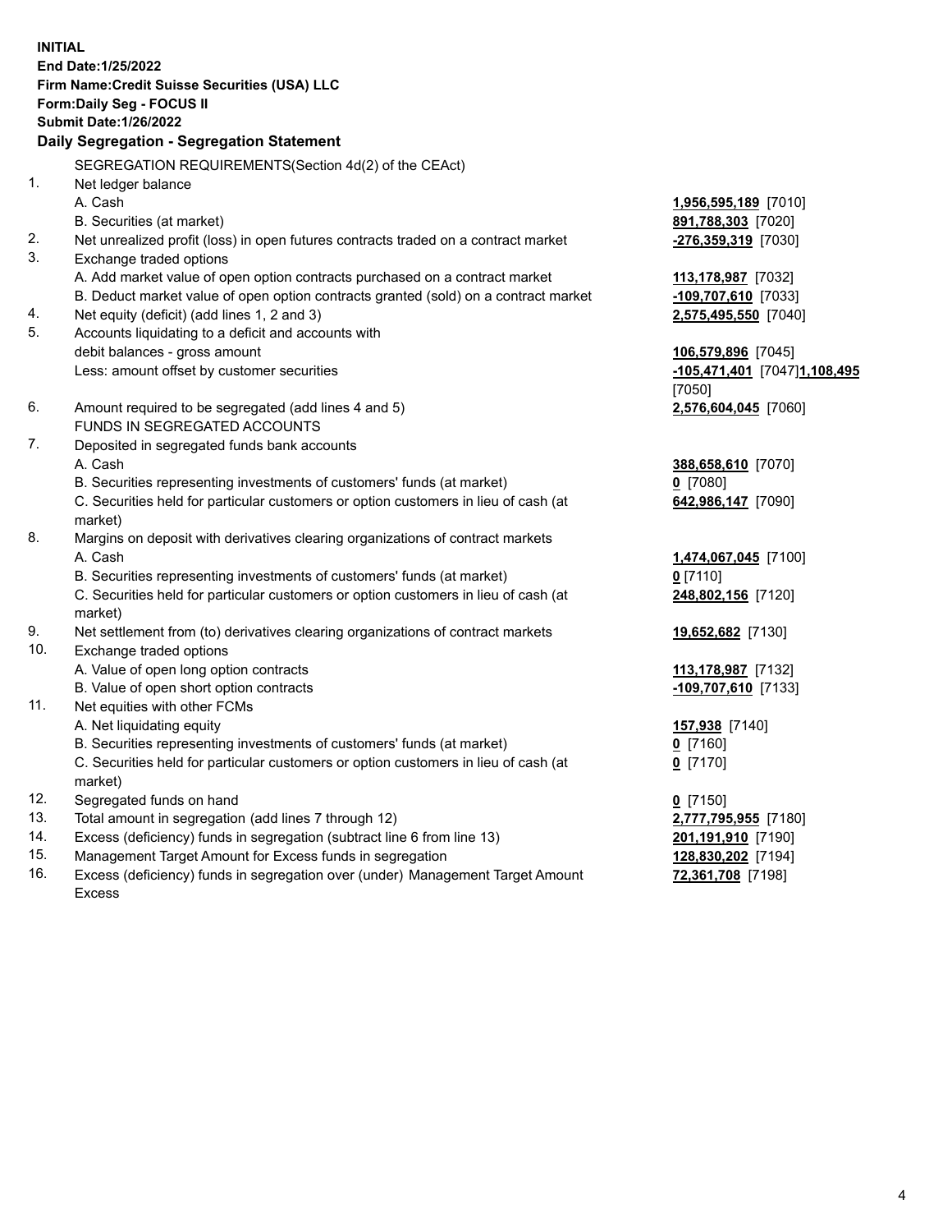**INITIAL**
**End Date:1/25/2022**
**Firm Name:Credit Suisse Securities (USA) LLC**
**Form:Daily Seg - FOCUS II**
**Submit Date:1/26/2022**

## Daily Segregation - Segregation Statement

| | | |
|---|---|---|
| | SEGREGATION REQUIREMENTS(Section 4d(2) of the CEAct) | |
| 1. | Net ledger balance | |
| | A. Cash | **1,956,595,189** [7010] |
| | B. Securities (at market) | **891,788,303** [7020] |
| 2. | Net unrealized profit (loss) in open futures contracts traded on a contract market | **-276,359,319** [7030] |
| 3. | Exchange traded options | |
| | A. Add market value of open option contracts purchased on a contract market | **113,178,987** [7032] |
| | B. Deduct market value of open option contracts granted (sold) on a contract market | **-109,707,610** [7033] |
| 4. | Net equity (deficit) (add lines 1, 2 and 3) | **2,575,495,550** [7040] |
| 5. | Accounts liquidating to a deficit and accounts with debit balances - gross amount | **106,579,896** [7045] |
| | Less: amount offset by customer securities | **-105,471,401** [7047] **1,108,495** [7050] |
| 6. | Amount required to be segregated (add lines 4 and 5) | **2,576,604,045** [7060] |
| | FUNDS IN SEGREGATED ACCOUNTS | |
| 7. | Deposited in segregated funds bank accounts | |
| | A. Cash | **388,658,610** [7070] |
| | B. Securities representing investments of customers' funds (at market) | **0** [7080] |
| | C. Securities held for particular customers or option customers in lieu of cash (at market) | **642,986,147** [7090] |
| 8. | Margins on deposit with derivatives clearing organizations of contract markets | |
| | A. Cash | **1,474,067,045** [7100] |
| | B. Securities representing investments of customers' funds (at market) | **0** [7110] |
| | C. Securities held for particular customers or option customers in lieu of cash (at market) | **248,802,156** [7120] |
| 9. | Net settlement from (to) derivatives clearing organizations of contract markets | **19,652,682** [7130] |
| 10. | Exchange traded options | |
| | A. Value of open long option contracts | **113,178,987** [7132] |
| | B. Value of open short option contracts | **-109,707,610** [7133] |
| 11. | Net equities with other FCMs | |
| | A. Net liquidating equity | **157,938** [7140] |
| | B. Securities representing investments of customers' funds (at market) | **0** [7160] |
| | C. Securities held for particular customers or option customers in lieu of cash (at market) | **0** [7170] |
| 12. | Segregated funds on hand | **0** [7150] |
| 13. | Total amount in segregation (add lines 7 through 12) | **2,777,795,955** [7180] |
| 14. | Excess (deficiency) funds in segregation (subtract line 6 from line 13) | **201,191,910** [7190] |
| 15. | Management Target Amount for Excess funds in segregation | **128,830,202** [7194] |
| 16. | Excess (deficiency) funds in segregation over (under) Management Target Amount Excess | **72,361,708** [7198] |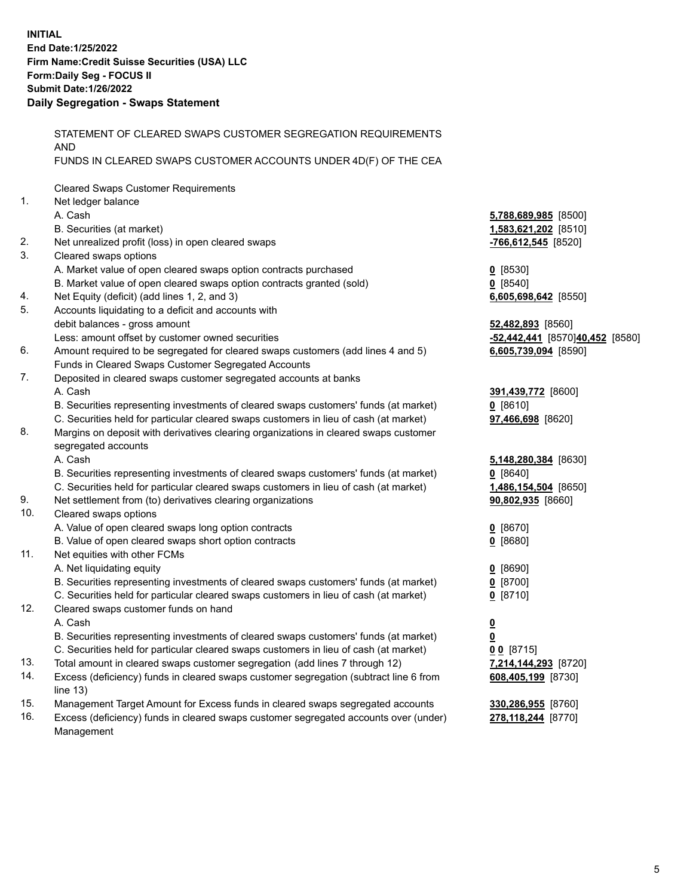**INITIAL**
**End Date:1/25/2022**
**Firm Name:Credit Suisse Securities (USA) LLC**
**Form:Daily Seg - FOCUS II**
**Submit Date:1/26/2022**
**Daily Segregation - Swaps Statement**

STATEMENT OF CLEARED SWAPS CUSTOMER SEGREGATION REQUIREMENTS AND
FUNDS IN CLEARED SWAPS CUSTOMER ACCOUNTS UNDER 4D(F) OF THE CEA

| | | |
|---|---|---|
| | Cleared Swaps Customer Requirements | |
| 1. | Net ledger balance | |
| | A. Cash | **5,788,689,985** [8500] |
| | B. Securities (at market) | **1,583,621,202** [8510] |
| 2. | Net unrealized profit (loss) in open cleared swaps | **-766,612,545** [8520] |
| 3. | Cleared swaps options | |
| | A. Market value of open cleared swaps option contracts purchased | **0** [8530] |
| | B. Market value of open cleared swaps option contracts granted (sold) | **0** [8540] |
| 4. | Net Equity (deficit) (add lines 1, 2, and 3) | **6,605,698,642** [8550] |
| 5. | Accounts liquidating to a deficit and accounts with | |
| | debit balances - gross amount | **52,482,893** [8560] |
| | Less: amount offset by customer owned securities | **-52,442,441** [8570]**40,452** [8580] |
| 6. | Amount required to be segregated for cleared swaps customers (add lines 4 and 5) | **6,605,739,094** [8590] |
| | Funds in Cleared Swaps Customer Segregated Accounts | |
| 7. | Deposited in cleared swaps customer segregated accounts at banks | |
| | A. Cash | **391,439,772** [8600] |
| | B. Securities representing investments of cleared swaps customers' funds (at market) | **0** [8610] |
| | C. Securities held for particular cleared swaps customers in lieu of cash (at market) | **97,466,698** [8620] |
| 8. | Margins on deposit with derivatives clearing organizations in cleared swaps customer segregated accounts | |
| | A. Cash | **5,148,280,384** [8630] |
| | B. Securities representing investments of cleared swaps customers' funds (at market) | **0** [8640] |
| | C. Securities held for particular cleared swaps customers in lieu of cash (at market) | **1,486,154,504** [8650] |
| 9. | Net settlement from (to) derivatives clearing organizations | **90,802,935** [8660] |
| 10. | Cleared swaps options | |
| | A. Value of open cleared swaps long option contracts | **0** [8670] |
| | B. Value of open cleared swaps short option contracts | **0** [8680] |
| 11. | Net equities with other FCMs | |
| | A. Net liquidating equity | **0** [8690] |
| | B. Securities representing investments of cleared swaps customers' funds (at market) | **0** [8700] |
| | C. Securities held for particular cleared swaps customers in lieu of cash (at market) | **0** [8710] |
| 12. | Cleared swaps customer funds on hand | |
| | A. Cash | **0** |
| | B. Securities representing investments of cleared swaps customers' funds (at market) | **0** |
| | C. Securities held for particular cleared swaps customers in lieu of cash (at market) | **0** **0** [8715] |
| 13. | Total amount in cleared swaps customer segregation (add lines 7 through 12) | **7,214,144,293** [8720] |
| 14. | Excess (deficiency) funds in cleared swaps customer segregation (subtract line 6 from line 13) | **608,405,199** [8730] |
| 15. | Management Target Amount for Excess funds in cleared swaps segregated accounts | **330,286,955** [8760] |
| 16. | Excess (deficiency) funds in cleared swaps customer segregated accounts over (under) Management | **278,118,244** [8770] |